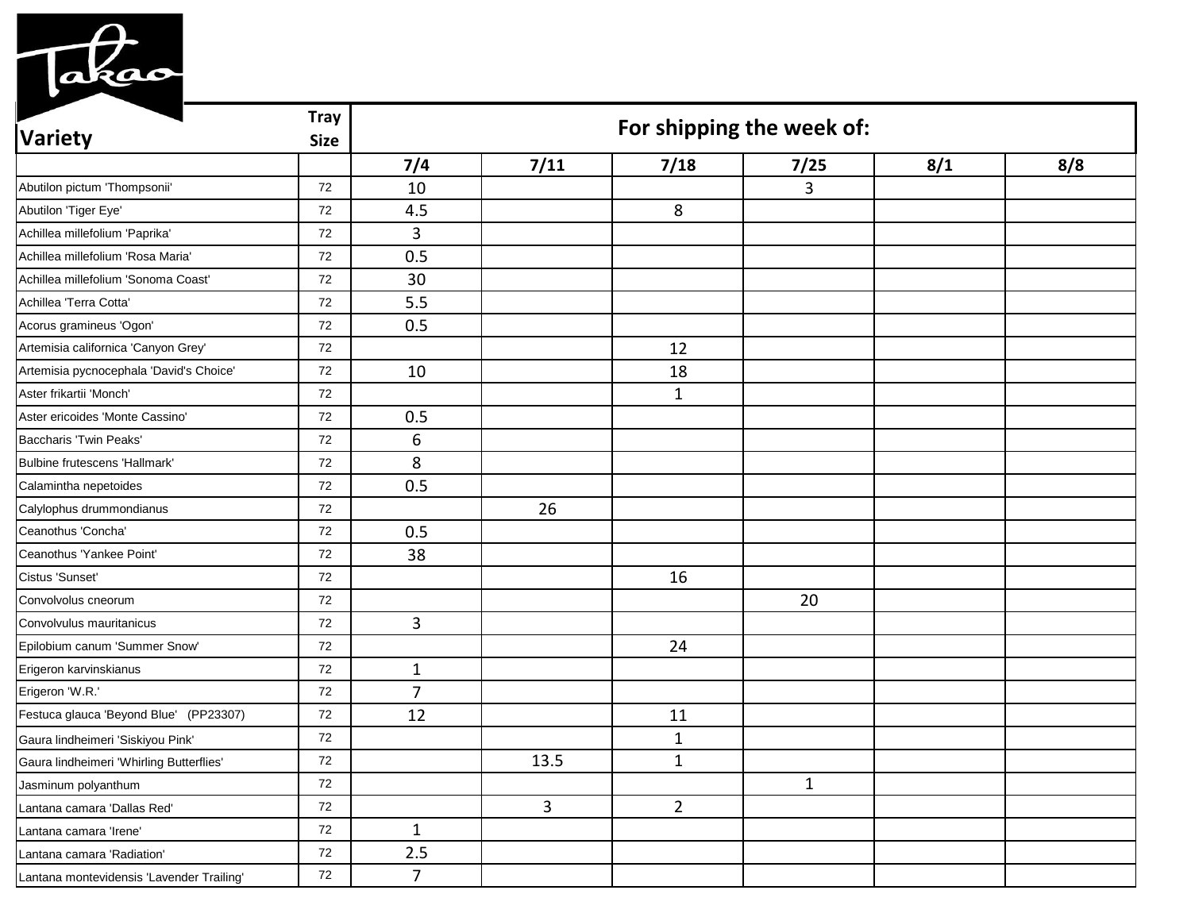Takao

| Variety | Tray Size | For shipping the week of: | | | | | |
|---|---|---|---|---|---|---|---|
| | | 7/4 | 7/11 | 7/18 | 7/25 | 8/1 | 8/8 |
| Abutilon pictum 'Thompsonii' | 72 | 10 | | | 3 | | |
| Abutilon 'Tiger Eye' | 72 | 4.5 | | 8 | | | |
| Achillea millefolium 'Paprika' | 72 | 3 | | | | | |
| Achillea millefolium 'Rosa Maria' | 72 | 0.5 | | | | | |
| Achillea millefolium 'Sonoma Coast' | 72 | 30 | | | | | |
| Achillea 'Terra Cotta' | 72 | 5.5 | | | | | |
| Acorus gramineus 'Ogon' | 72 | 0.5 | | | | | |
| Artemisia californica 'Canyon Grey' | 72 | | | 12 | | | |
| Artemisia pycnocephala 'David's Choice' | 72 | 10 | | 18 | | | |
| Aster frikartii 'Monch' | 72 | | | 1 | | | |
| Aster ericoides 'Monte Cassino' | 72 | 0.5 | | | | | |
| Baccharis 'Twin Peaks' | 72 | 6 | | | | | |
| Bulbine frutescens 'Hallmark' | 72 | 8 | | | | | |
| Calamintha nepetoides | 72 | 0.5 | | | | | |
| Calylophus drummondianus | 72 | | 26 | | | | |
| Ceanothus 'Concha' | 72 | 0.5 | | | | | |
| Ceanothus 'Yankee Point' | 72 | 38 | | | | | |
| Cistus 'Sunset' | 72 | | | 16 | | | |
| Convolvolus cneorum | 72 | | | | 20 | | |
| Convolvulus mauritanicus | 72 | 3 | | | | | |
| Epilobium canum 'Summer Snow' | 72 | | | 24 | | | |
| Erigeron karvinskianus | 72 | 1 | | | | | |
| Erigeron 'W.R.' | 72 | 7 | | | | | |
| Festuca glauca 'Beyond Blue' (PP23307) | 72 | 12 | | 11 | | | |
| Gaura lindheimeri 'Siskiyou Pink' | 72 | | | 1 | | | |
| Gaura lindheimeri 'Whirling Butterflies' | 72 | | 13.5 | 1 | | | |
| Jasminum polyanthum | 72 | | | | 1 | | |
| Lantana camara 'Dallas Red' | 72 | | 3 | 2 | | | |
| Lantana camara 'Irene' | 72 | 1 | | | | | |
| Lantana camara 'Radiation' | 72 | 2.5 | | | | | |
| Lantana montevidensis 'Lavender Trailing' | 72 | 7 | | | | | |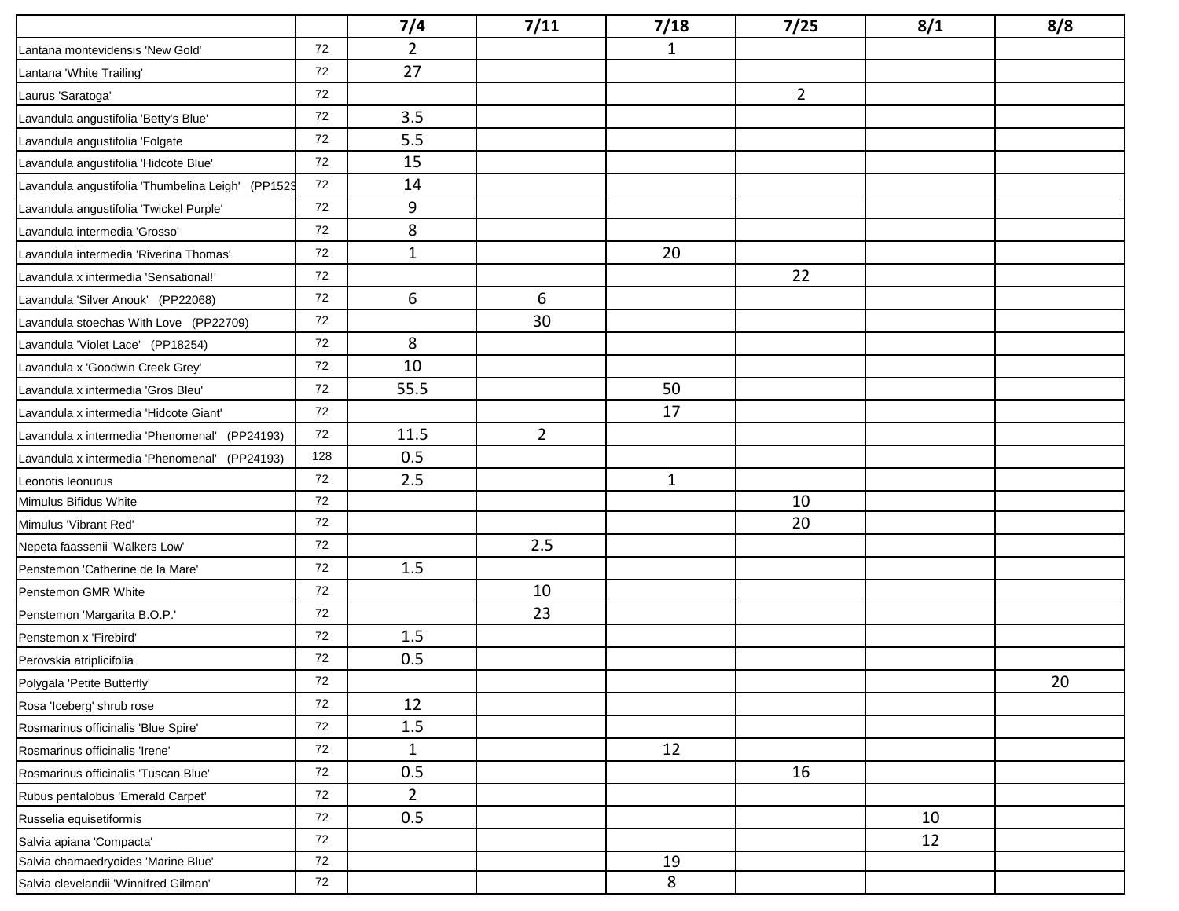| | | 7/4 | 7/11 | 7/18 | 7/25 | 8/1 | 8/8 |
|---|---|---|---|---|---|---|---|
| Lantana montevidensis 'New Gold' | 72 | 2 | | 1 | | | |
| Lantana 'White Trailing' | 72 | 27 | | | | | |
| Laurus 'Saratoga' | 72 | | | | 2 | | |
| Lavandula angustifolia 'Betty's Blue' | 72 | 3.5 | | | | | |
| Lavandula angustifolia 'Folgate | 72 | 5.5 | | | | | |
| Lavandula angustifolia 'Hidcote Blue' | 72 | 15 | | | | | |
| Lavandula angustifolia 'Thumbelina Leigh' (PP1523 | 72 | 14 | | | | | |
| Lavandula angustifolia 'Twickel Purple' | 72 | 9 | | | | | |
| Lavandula intermedia 'Grosso' | 72 | 8 | | | | | |
| Lavandula intermedia 'Riverina Thomas' | 72 | 1 | | 20 | | | |
| Lavandula x intermedia 'Sensational!' | 72 | | | | 22 | | |
| Lavandula 'Silver Anouk' (PP22068) | 72 | 6 | 6 | | | | |
| Lavandula stoechas With Love (PP22709) | 72 | | 30 | | | | |
| Lavandula 'Violet Lace' (PP18254) | 72 | 8 | | | | | |
| Lavandula x 'Goodwin Creek Grey' | 72 | 10 | | | | | |
| Lavandula x intermedia 'Gros Bleu' | 72 | 55.5 | | 50 | | | |
| Lavandula x intermedia 'Hidcote Giant' | 72 | | | 17 | | | |
| Lavandula x intermedia 'Phenomenal' (PP24193) | 72 | 11.5 | 2 | | | | |
| Lavandula x intermedia 'Phenomenal' (PP24193) | 128 | 0.5 | | | | | |
| Leonotis leonurus | 72 | 2.5 | | 1 | | | |
| Mimulus Bifidus White | 72 | | | | 10 | | |
| Mimulus 'Vibrant Red' | 72 | | | | 20 | | |
| Nepeta faassenii 'Walkers Low' | 72 | | 2.5 | | | | |
| Penstemon 'Catherine de la Mare' | 72 | 1.5 | | | | | |
| Penstemon GMR White | 72 | | 10 | | | | |
| Penstemon 'Margarita B.O.P.' | 72 | | 23 | | | | |
| Penstemon x 'Firebird' | 72 | 1.5 | | | | | |
| Perovskia atriplicifolia | 72 | 0.5 | | | | | |
| Polygala 'Petite Butterfly' | 72 | | | | | | 20 |
| Rosa 'Iceberg' shrub rose | 72 | 12 | | | | | |
| Rosmarinus officinalis 'Blue Spire' | 72 | 1.5 | | | | | |
| Rosmarinus officinalis 'Irene' | 72 | 1 | | 12 | | | |
| Rosmarinus officinalis 'Tuscan Blue' | 72 | 0.5 | | | 16 | | |
| Rubus pentalobus 'Emerald Carpet' | 72 | 2 | | | | | |
| Russelia equisetiformis | 72 | 0.5 | | | | 10 | |
| Salvia apiana 'Compacta' | 72 | | | | | 12 | |
| Salvia chamaedryoides 'Marine Blue' | 72 | | | 19 | | | |
| Salvia clevelandii 'Winnifred Gilman' | 72 | | | 8 | | | |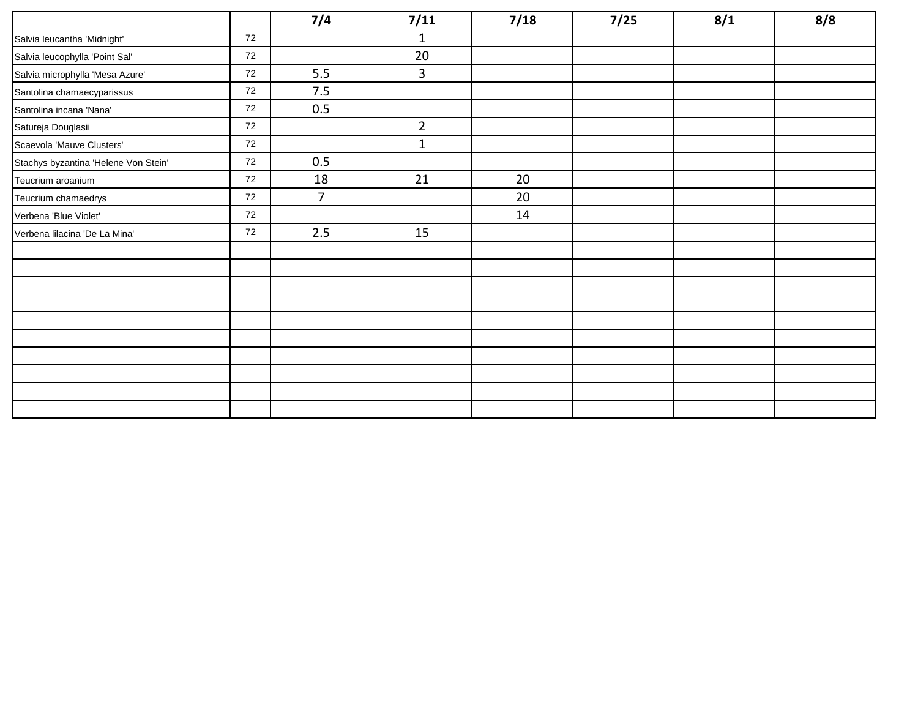| | | 7/4 | 7/11 | 7/18 | 7/25 | 8/1 | 8/8 |
|---|---|---|---|---|---|---|---|
| Salvia leucantha 'Midnight' | 72 | | 1 | | | | |
| Salvia leucophylla 'Point Sal' | 72 | | 20 | | | | |
| Salvia microphylla 'Mesa Azure' | 72 | 5.5 | 3 | | | | |
| Santolina chamaecyparissus | 72 | 7.5 | | | | | |
| Santolina incana 'Nana' | 72 | 0.5 | | | | | |
| Satureja Douglasii | 72 | | 2 | | | | |
| Scaevola 'Mauve Clusters' | 72 | | 1 | | | | |
| Stachys byzantina 'Helene Von Stein' | 72 | 0.5 | | | | | |
| Teucrium aroanium | 72 | 18 | 21 | 20 | | | |
| Teucrium chamaedrys | 72 | 7 | | 20 | | | |
| Verbena 'Blue Violet' | 72 | | | 14 | | | |
| Verbena lilacina 'De La Mina' | 72 | 2.5 | 15 | | | | |
| | | | | | | | |
| | | | | | | | |
| | | | | | | | |
| | | | | | | | |
| | | | | | | | |
| | | | | | | | |
| | | | | | | | |
| | | | | | | | |
| | | | | | | | |
| | | | | | | | |